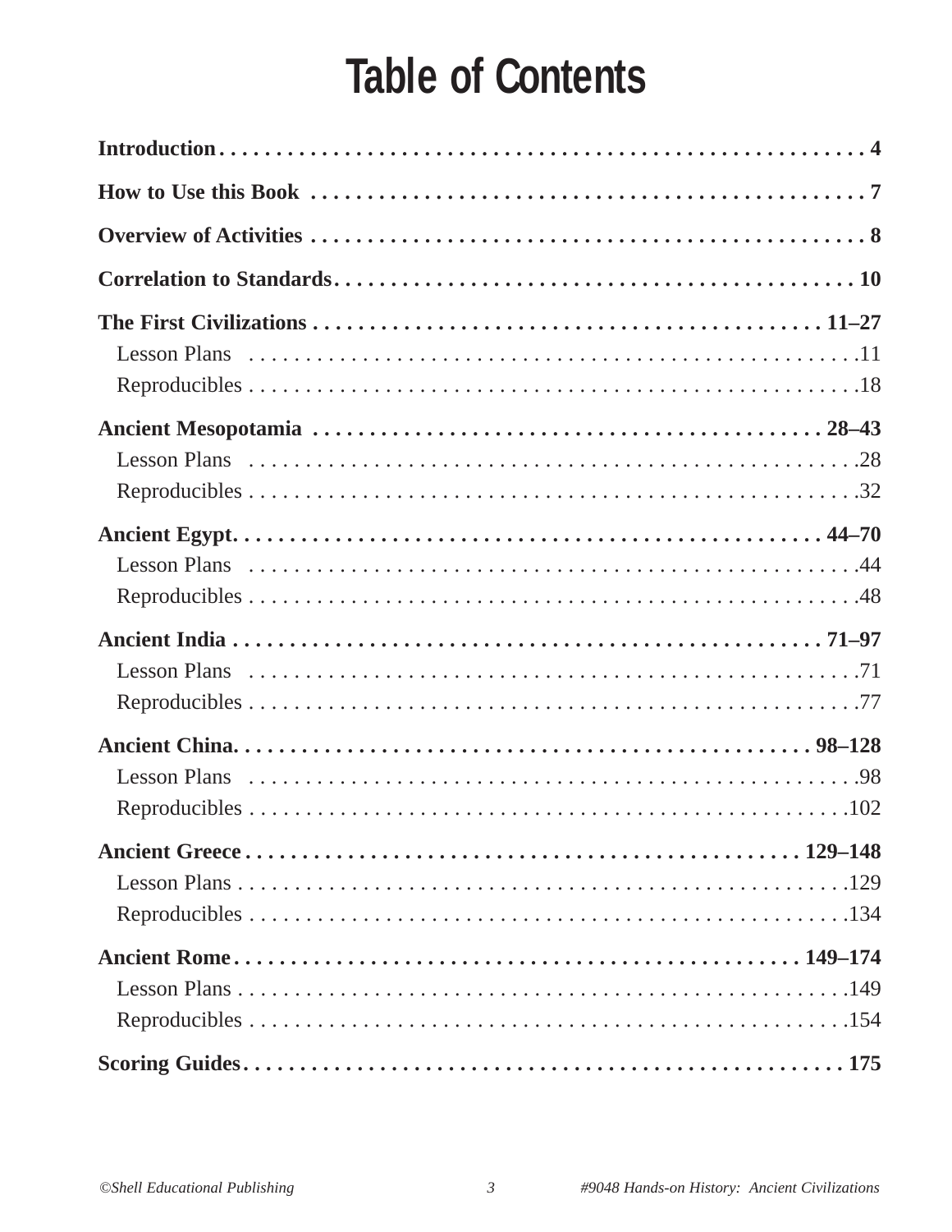# Table of Contents

**Introduction** . . . . . . . . . . 4

**How to Use this Book** . . . . . . . . . . 7

**Overview of Activities** . . . . . . . . . . 8

**Correlation to Standards** . . . . . . . . . . 10

**The First Civilizations** . . . . . . . . . . 11–27
- Lesson Plans . . . . . . . . . . 11
- Reproducibles . . . . . . . . . . 18

**Ancient Mesopotamia** . . . . . . . . . . 28–43
- Lesson Plans . . . . . . . . . . 28
- Reproducibles . . . . . . . . . . 32

**Ancient Egypt** . . . . . . . . . . 44–70
- Lesson Plans . . . . . . . . . . 44
- Reproducibles . . . . . . . . . . 48

**Ancient India** . . . . . . . . . . 71–97
- Lesson Plans . . . . . . . . . . 71
- Reproducibles . . . . . . . . . . 77

**Ancient China** . . . . . . . . . . 98–128
- Lesson Plans . . . . . . . . . . 98
- Reproducibles . . . . . . . . . . 102

**Ancient Greece** . . . . . . . . . . 129–148
- Lesson Plans . . . . . . . . . . 129
- Reproducibles . . . . . . . . . . 134

**Ancient Rome** . . . . . . . . . . 149–174
- Lesson Plans . . . . . . . . . . 149
- Reproducibles . . . . . . . . . . 154

**Scoring Guides** . . . . . . . . . . 175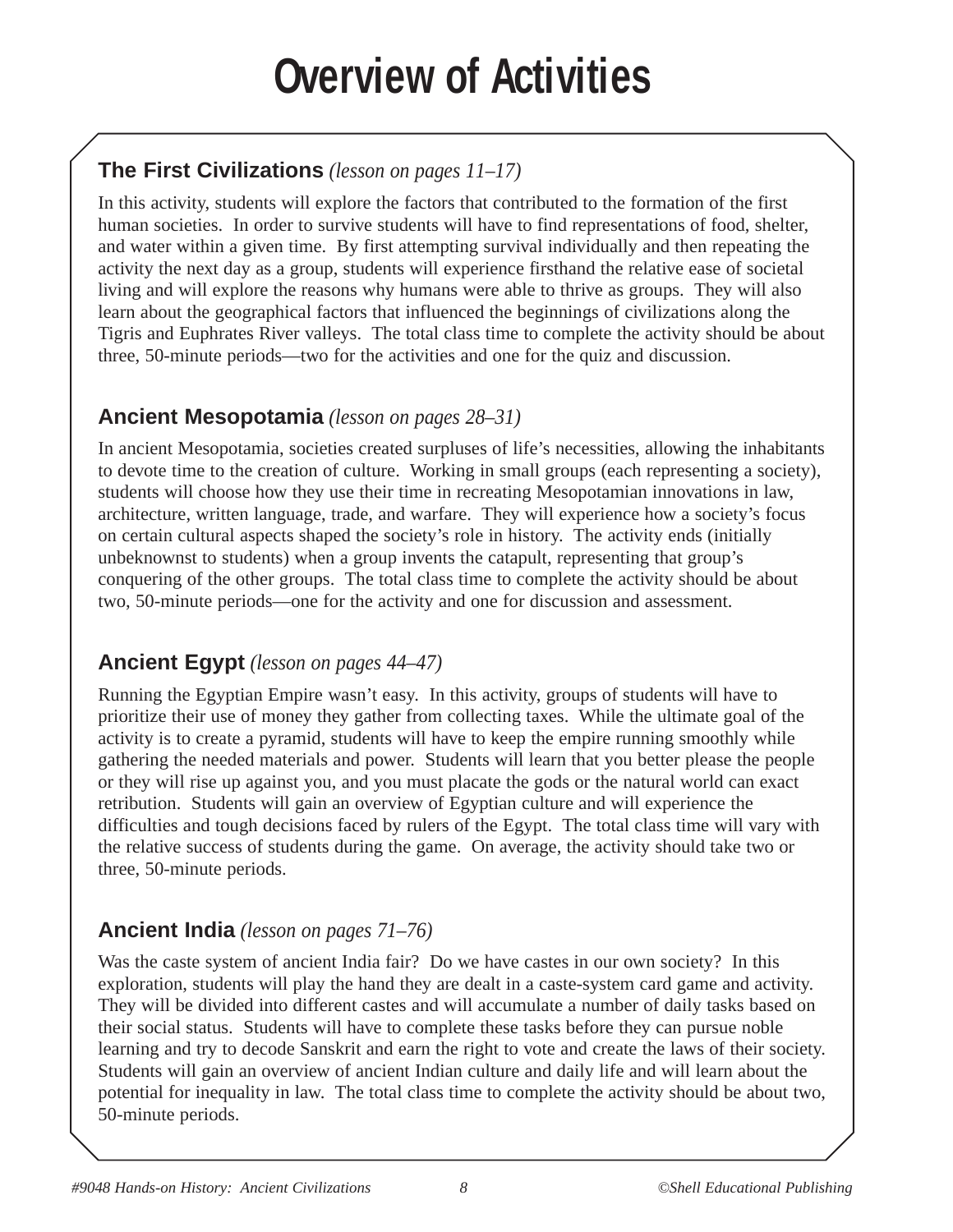# Overview of Activities

**The First Civilizations** *(lesson on pages 11–17)*

In this activity, students will explore the factors that contributed to the formation of the first human societies. In order to survive students will have to find representations of food, shelter, and water within a given time. By first attempting survival individually and then repeating the activity the next day as a group, students will experience firsthand the relative ease of societal living and will explore the reasons why humans were able to thrive as groups. They will also learn about the geographical factors that influenced the beginnings of civilizations along the Tigris and Euphrates River valleys. The total class time to complete the activity should be about three, 50-minute periods—two for the activities and one for the quiz and discussion.

**Ancient Mesopotamia** *(lesson on pages 28–31)*

In ancient Mesopotamia, societies created surpluses of life's necessities, allowing the inhabitants to devote time to the creation of culture. Working in small groups (each representing a society), students will choose how they use their time in recreating Mesopotamian innovations in law, architecture, written language, trade, and warfare. They will experience how a society's focus on certain cultural aspects shaped the society's role in history. The activity ends (initially unbeknownst to students) when a group invents the catapult, representing that group's conquering of the other groups. The total class time to complete the activity should be about two, 50-minute periods—one for the activity and one for discussion and assessment.

**Ancient Egypt** *(lesson on pages 44–47)*

Running the Egyptian Empire wasn't easy. In this activity, groups of students will have to prioritize their use of money they gather from collecting taxes. While the ultimate goal of the activity is to create a pyramid, students will have to keep the empire running smoothly while gathering the needed materials and power. Students will learn that you better please the people or they will rise up against you, and you must placate the gods or the natural world can exact retribution. Students will gain an overview of Egyptian culture and will experience the difficulties and tough decisions faced by rulers of the Egypt. The total class time will vary with the relative success of students during the game. On average, the activity should take two or three, 50-minute periods.

**Ancient India** *(lesson on pages 71–76)*

Was the caste system of ancient India fair? Do we have castes in our own society? In this exploration, students will play the hand they are dealt in a caste-system card game and activity. They will be divided into different castes and will accumulate a number of daily tasks based on their social status. Students will have to complete these tasks before they can pursue noble learning and try to decode Sanskrit and earn the right to vote and create the laws of their society. Students will gain an overview of ancient Indian culture and daily life and will learn about the potential for inequality in law. The total class time to complete the activity should be about two, 50-minute periods.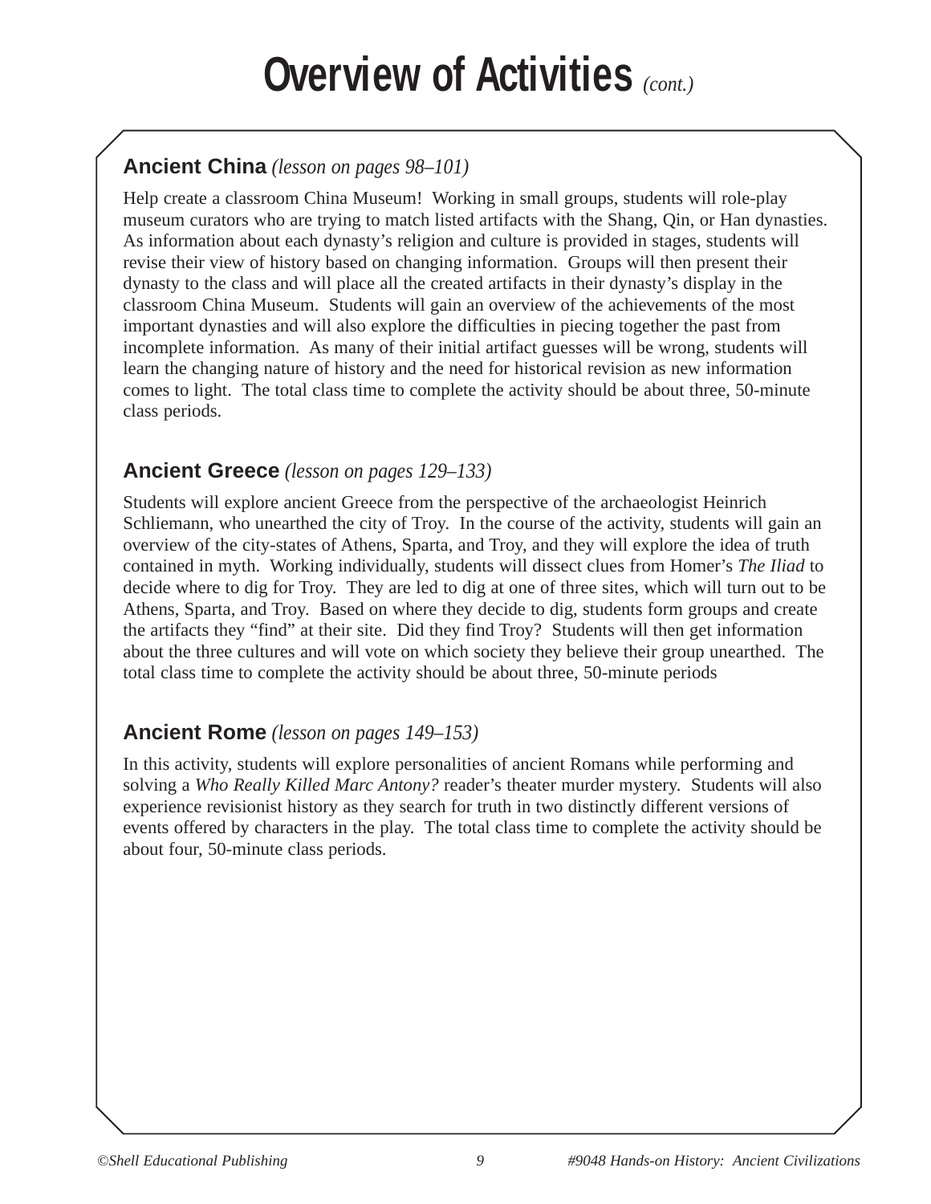# Overview of Activities *(cont.)*

### Ancient China *(lesson on pages 98–101)*

Help create a classroom China Museum! Working in small groups, students will role-play museum curators who are trying to match listed artifacts with the Shang, Qin, or Han dynasties. As information about each dynasty's religion and culture is provided in stages, students will revise their view of history based on changing information. Groups will then present their dynasty to the class and will place all the created artifacts in their dynasty's display in the classroom China Museum. Students will gain an overview of the achievements of the most important dynasties and will also explore the difficulties in piecing together the past from incomplete information. As many of their initial artifact guesses will be wrong, students will learn the changing nature of history and the need for historical revision as new information comes to light. The total class time to complete the activity should be about three, 50-minute class periods.

### Ancient Greece *(lesson on pages 129–133)*

Students will explore ancient Greece from the perspective of the archaeologist Heinrich Schliemann, who unearthed the city of Troy. In the course of the activity, students will gain an overview of the city-states of Athens, Sparta, and Troy, and they will explore the idea of truth contained in myth. Working individually, students will dissect clues from Homer's *The Iliad* to decide where to dig for Troy. They are led to dig at one of three sites, which will turn out to be Athens, Sparta, and Troy. Based on where they decide to dig, students form groups and create the artifacts they "find" at their site. Did they find Troy? Students will then get information about the three cultures and will vote on which society they believe their group unearthed. The total class time to complete the activity should be about three, 50-minute periods

### Ancient Rome *(lesson on pages 149–153)*

In this activity, students will explore personalities of ancient Romans while performing and solving a *Who Really Killed Marc Antony?* reader's theater murder mystery. Students will also experience revisionist history as they search for truth in two distinctly different versions of events offered by characters in the play. The total class time to complete the activity should be about four, 50-minute class periods.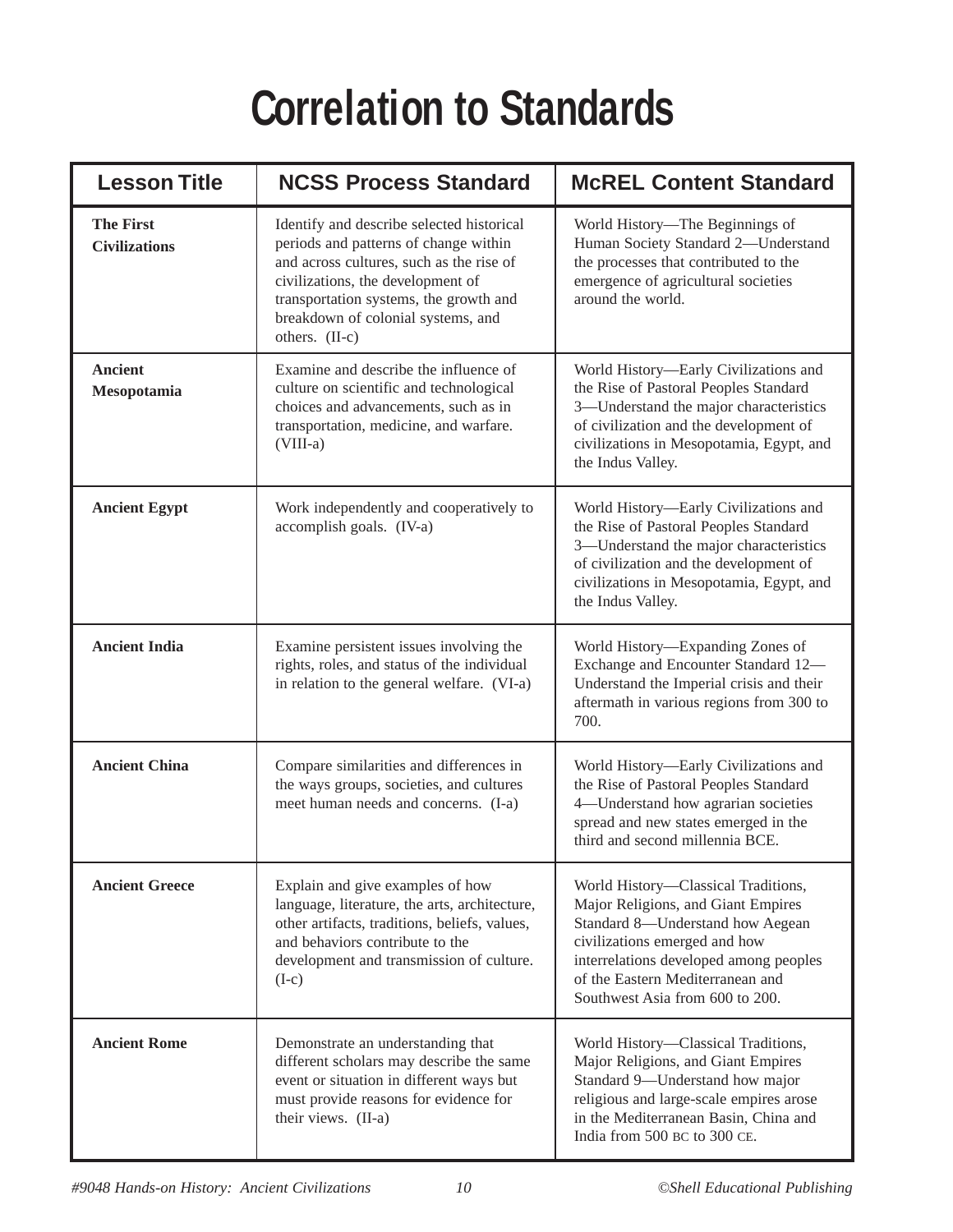# Correlation to Standards

| Lesson Title | NCSS Process Standard | McREL Content Standard |
|---|---|---|
| **The First Civilizations** | Identify and describe selected historical periods and patterns of change within and across cultures, such as the rise of civilizations, the development of transportation systems, the growth and breakdown of colonial systems, and others. (II-c) | World History—The Beginnings of Human Society Standard 2—Understand the processes that contributed to the emergence of agricultural societies around the world. |
| **Ancient Mesopotamia** | Examine and describe the influence of culture on scientific and technological choices and advancements, such as in transportation, medicine, and warfare. (VIII-a) | World History—Early Civilizations and the Rise of Pastoral Peoples Standard 3—Understand the major characteristics of civilization and the development of civilizations in Mesopotamia, Egypt, and the Indus Valley. |
| **Ancient Egypt** | Work independently and cooperatively to accomplish goals. (IV-a) | World History—Early Civilizations and the Rise of Pastoral Peoples Standard 3—Understand the major characteristics of civilization and the development of civilizations in Mesopotamia, Egypt, and the Indus Valley. |
| **Ancient India** | Examine persistent issues involving the rights, roles, and status of the individual in relation to the general welfare. (VI-a) | World History—Expanding Zones of Exchange and Encounter Standard 12—Understand the Imperial crisis and their aftermath in various regions from 300 to 700. |
| **Ancient China** | Compare similarities and differences in the ways groups, societies, and cultures meet human needs and concerns. (I-a) | World History—Early Civilizations and the Rise of Pastoral Peoples Standard 4—Understand how agrarian societies spread and new states emerged in the third and second millennia BCE. |
| **Ancient Greece** | Explain and give examples of how language, literature, the arts, architecture, other artifacts, traditions, beliefs, values, and behaviors contribute to the development and transmission of culture. (I-c) | World History—Classical Traditions, Major Religions, and Giant Empires Standard 8—Understand how Aegean civilizations emerged and how interrelations developed among peoples of the Eastern Mediterranean and Southwest Asia from 600 to 200. |
| **Ancient Rome** | Demonstrate an understanding that different scholars may describe the same event or situation in different ways but must provide reasons for evidence for their views. (II-a) | World History—Classical Traditions, Major Religions, and Giant Empires Standard 9—Understand how major religious and large-scale empires arose in the Mediterranean Basin, China and India from 500 BC to 300 CE. |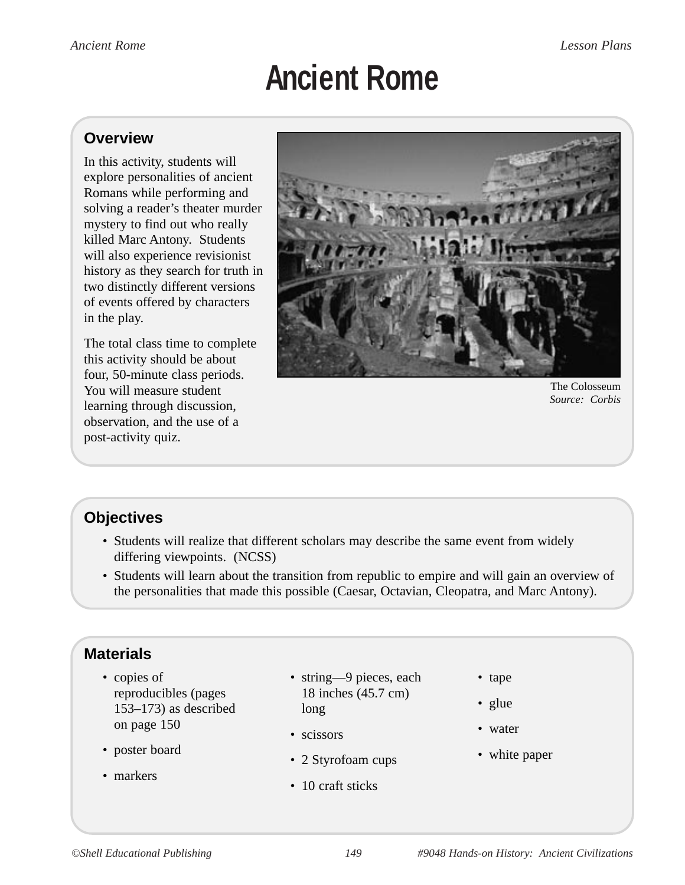# Ancient Rome

## Overview

In this activity, students will explore personalities of ancient Romans while performing and solving a reader's theater murder mystery to find out who really killed Marc Antony. Students will also experience revisionist history as they search for truth in two distinctly different versions of events offered by characters in the play.

The total class time to complete this activity should be about four, 50-minute class periods. You will measure student learning through discussion, observation, and the use of a post-activity quiz.

The Colosseum
*Source: Corbis*

## Objectives

- Students will realize that different scholars may describe the same event from widely differing viewpoints. (NCSS)
- Students will learn about the transition from republic to empire and will gain an overview of the personalities that made this possible (Caesar, Octavian, Cleopatra, and Marc Antony).

## Materials

- copies of reproducibles (pages 153–173) as described on page 150
- poster board
- markers
- string—9 pieces, each 18 inches (45.7 cm) long
- scissors
- 2 Styrofoam cups
- 10 craft sticks
- tape
- glue
- water
- white paper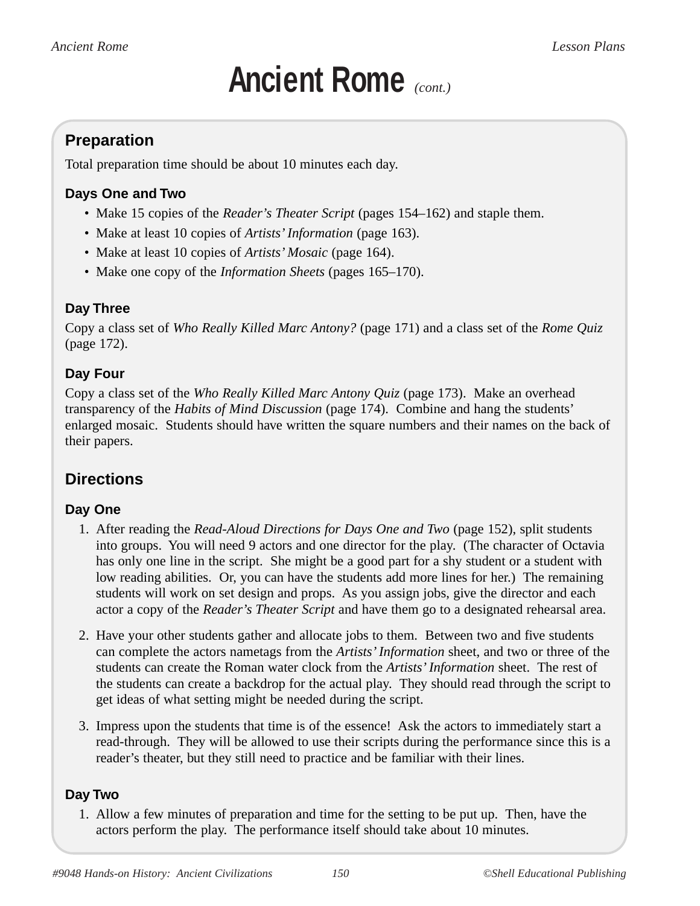# Ancient Rome *(cont.)*

## Preparation

Total preparation time should be about 10 minutes each day.

### Days One and Two

- Make 15 copies of the *Reader's Theater Script* (pages 154–162) and staple them.
- Make at least 10 copies of *Artists' Information* (page 163).
- Make at least 10 copies of *Artists' Mosaic* (page 164).
- Make one copy of the *Information Sheets* (pages 165–170).

### Day Three

Copy a class set of *Who Really Killed Marc Antony?* (page 171) and a class set of the *Rome Quiz* (page 172).

### Day Four

Copy a class set of the *Who Really Killed Marc Antony Quiz* (page 173). Make an overhead transparency of the *Habits of Mind Discussion* (page 174). Combine and hang the students' enlarged mosaic. Students should have written the square numbers and their names on the back of their papers.

## Directions

### Day One

1. After reading the *Read-Aloud Directions for Days One and Two* (page 152), split students into groups. You will need 9 actors and one director for the play. (The character of Octavia has only one line in the script. She might be a good part for a shy student or a student with low reading abilities. Or, you can have the students add more lines for her.) The remaining students will work on set design and props. As you assign jobs, give the director and each actor a copy of the *Reader's Theater Script* and have them go to a designated rehearsal area.
2. Have your other students gather and allocate jobs to them. Between two and five students can complete the actors nametags from the *Artists' Information* sheet, and two or three of the students can create the Roman water clock from the *Artists' Information* sheet. The rest of the students can create a backdrop for the actual play. They should read through the script to get ideas of what setting might be needed during the script.
3. Impress upon the students that time is of the essence! Ask the actors to immediately start a read-through. They will be allowed to use their scripts during the performance since this is a reader's theater, but they still need to practice and be familiar with their lines.

### Day Two

1. Allow a few minutes of preparation and time for the setting to be put up. Then, have the actors perform the play. The performance itself should take about 10 minutes.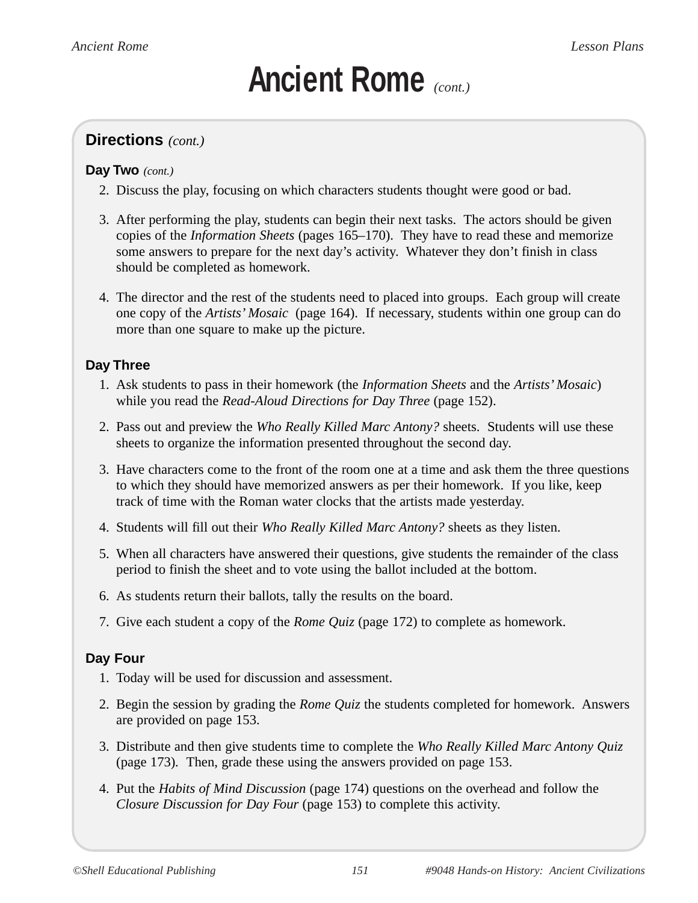# Ancient Rome *(cont.)*

## Directions *(cont.)*

### Day Two *(cont.)*

2. Discuss the play, focusing on which characters students thought were good or bad.
3. After performing the play, students can begin their next tasks. The actors should be given copies of the *Information Sheets* (pages 165–170). They have to read these and memorize some answers to prepare for the next day's activity. Whatever they don't finish in class should be completed as homework.
4. The director and the rest of the students need to placed into groups. Each group will create one copy of the *Artists' Mosaic* (page 164). If necessary, students within one group can do more than one square to make up the picture.

### Day Three

1. Ask students to pass in their homework (the *Information Sheets* and the *Artists' Mosaic*) while you read the *Read-Aloud Directions for Day Three* (page 152).
2. Pass out and preview the *Who Really Killed Marc Antony?* sheets. Students will use these sheets to organize the information presented throughout the second day.
3. Have characters come to the front of the room one at a time and ask them the three questions to which they should have memorized answers as per their homework. If you like, keep track of time with the Roman water clocks that the artists made yesterday.
4. Students will fill out their *Who Really Killed Marc Antony?* sheets as they listen.
5. When all characters have answered their questions, give students the remainder of the class period to finish the sheet and to vote using the ballot included at the bottom.
6. As students return their ballots, tally the results on the board.
7. Give each student a copy of the *Rome Quiz* (page 172) to complete as homework.

### Day Four

1. Today will be used for discussion and assessment.
2. Begin the session by grading the *Rome Quiz* the students completed for homework. Answers are provided on page 153.
3. Distribute and then give students time to complete the *Who Really Killed Marc Antony Quiz* (page 173). Then, grade these using the answers provided on page 153.
4. Put the *Habits of Mind Discussion* (page 174) questions on the overhead and follow the *Closure Discussion for Day Four* (page 153) to complete this activity.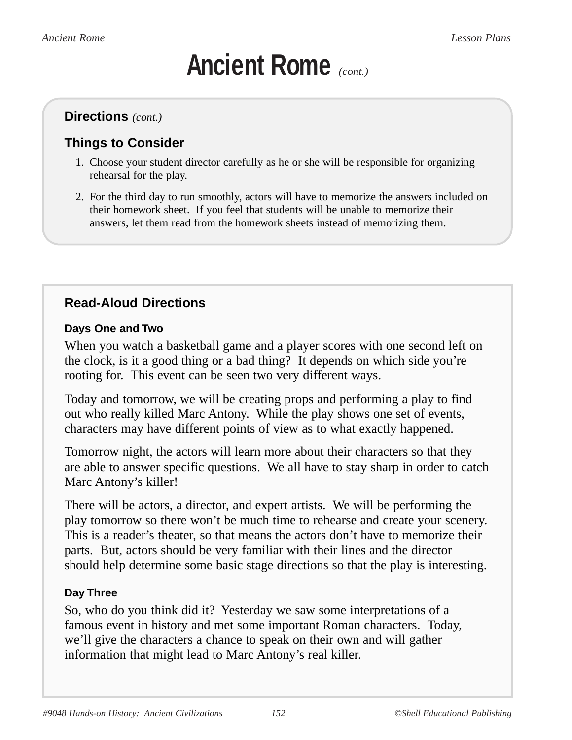# Ancient Rome *(cont.)*

## Directions *(cont.)*

### Things to Consider

1. Choose your student director carefully as he or she will be responsible for organizing rehearsal for the play.
2. For the third day to run smoothly, actors will have to memorize the answers included on their homework sheet. If you feel that students will be unable to memorize their answers, let them read from the homework sheets instead of memorizing them.

## Read-Aloud Directions

### Days One and Two

When you watch a basketball game and a player scores with one second left on the clock, is it a good thing or a bad thing? It depends on which side you're rooting for. This event can be seen two very different ways.

Today and tomorrow, we will be creating props and performing a play to find out who really killed Marc Antony. While the play shows one set of events, characters may have different points of view as to what exactly happened.

Tomorrow night, the actors will learn more about their characters so that they are able to answer specific questions. We all have to stay sharp in order to catch Marc Antony's killer!

There will be actors, a director, and expert artists. We will be performing the play tomorrow so there won't be much time to rehearse and create your scenery. This is a reader's theater, so that means the actors don't have to memorize their parts. But, actors should be very familiar with their lines and the director should help determine some basic stage directions so that the play is interesting.

### Day Three

So, who do you think did it? Yesterday we saw some interpretations of a famous event in history and met some important Roman characters. Today, we'll give the characters a chance to speak on their own and will gather information that might lead to Marc Antony's real killer.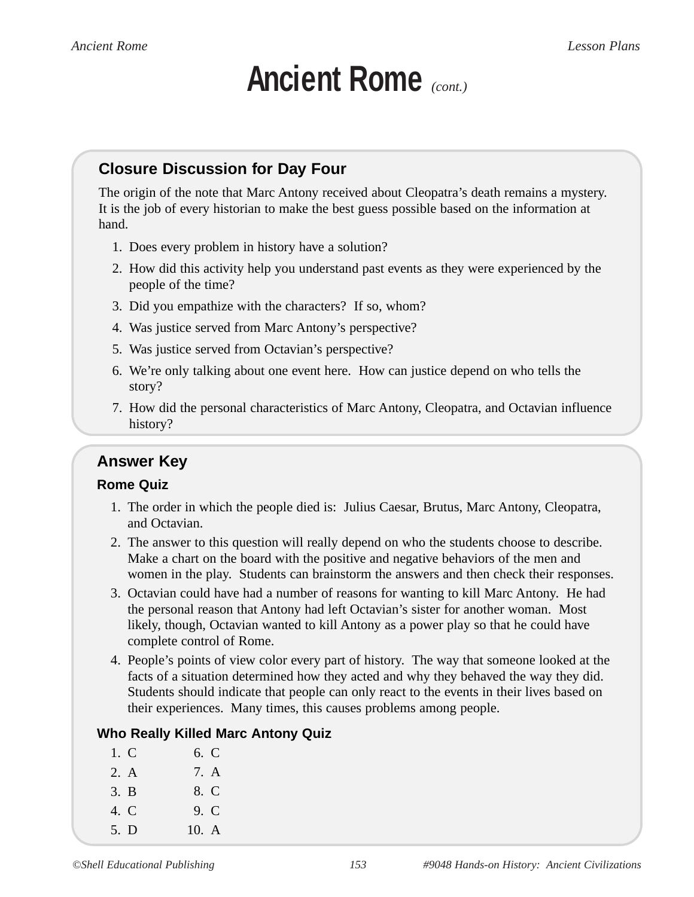# Ancient Rome *(cont.)*

## Closure Discussion for Day Four

The origin of the note that Marc Antony received about Cleopatra's death remains a mystery. It is the job of every historian to make the best guess possible based on the information at hand.

1. Does every problem in history have a solution?
2. How did this activity help you understand past events as they were experienced by the people of the time?
3. Did you empathize with the characters? If so, whom?
4. Was justice served from Marc Antony's perspective?
5. Was justice served from Octavian's perspective?
6. We're only talking about one event here. How can justice depend on who tells the story?
7. How did the personal characteristics of Marc Antony, Cleopatra, and Octavian influence history?

## Answer Key

### Rome Quiz

1. The order in which the people died is: Julius Caesar, Brutus, Marc Antony, Cleopatra, and Octavian.
2. The answer to this question will really depend on who the students choose to describe. Make a chart on the board with the positive and negative behaviors of the men and women in the play. Students can brainstorm the answers and then check their responses.
3. Octavian could have had a number of reasons for wanting to kill Marc Antony. He had the personal reason that Antony had left Octavian's sister for another woman. Most likely, though, Octavian wanted to kill Antony as a power play so that he could have complete control of Rome.
4. People's points of view color every part of history. The way that someone looked at the facts of a situation determined how they acted and why they behaved the way they did. Students should indicate that people can only react to the events in their lives based on their experiences. Many times, this causes problems among people.

### Who Really Killed Marc Antony Quiz

1. C
2. A
3. B
4. C
5. D
6. C
7. A
8. C
9. C
10. A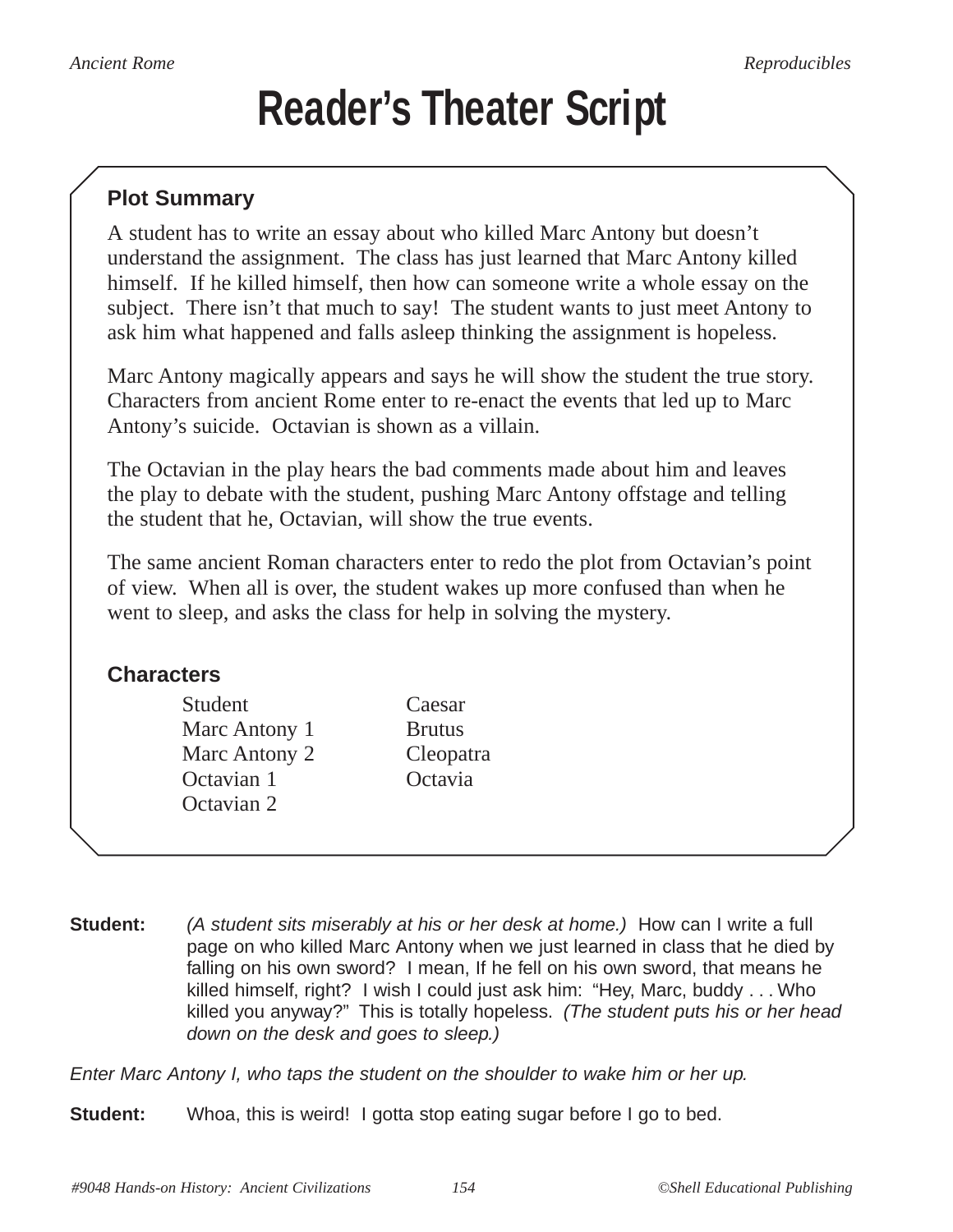# Reader's Theater Script

### Plot Summary

A student has to write an essay about who killed Marc Antony but doesn't understand the assignment. The class has just learned that Marc Antony killed himself. If he killed himself, then how can someone write a whole essay on the subject. There isn't that much to say! The student wants to just meet Antony to ask him what happened and falls asleep thinking the assignment is hopeless.

Marc Antony magically appears and says he will show the student the true story. Characters from ancient Rome enter to re-enact the events that led up to Marc Antony's suicide. Octavian is shown as a villain.

The Octavian in the play hears the bad comments made about him and leaves the play to debate with the student, pushing Marc Antony offstage and telling the student that he, Octavian, will show the true events.

The same ancient Roman characters enter to redo the plot from Octavian's point of view. When all is over, the student wakes up more confused than when he went to sleep, and asks the class for help in solving the mystery.

### Characters

- Student
- Marc Antony 1
- Marc Antony 2
- Octavian 1
- Octavian 2
- Caesar
- Brutus
- Cleopatra
- Octavia

**Student:** *(A student sits miserably at his or her desk at home.)* How can I write a full page on who killed Marc Antony when we just learned in class that he died by falling on his own sword? I mean, If he fell on his own sword, that means he killed himself, right? I wish I could just ask him: "Hey, Marc, buddy . . . Who killed you anyway?" This is totally hopeless. *(The student puts his or her head down on the desk and goes to sleep.)*

*Enter Marc Antony I, who taps the student on the shoulder to wake him or her up.*

**Student:** Whoa, this is weird! I gotta stop eating sugar before I go to bed.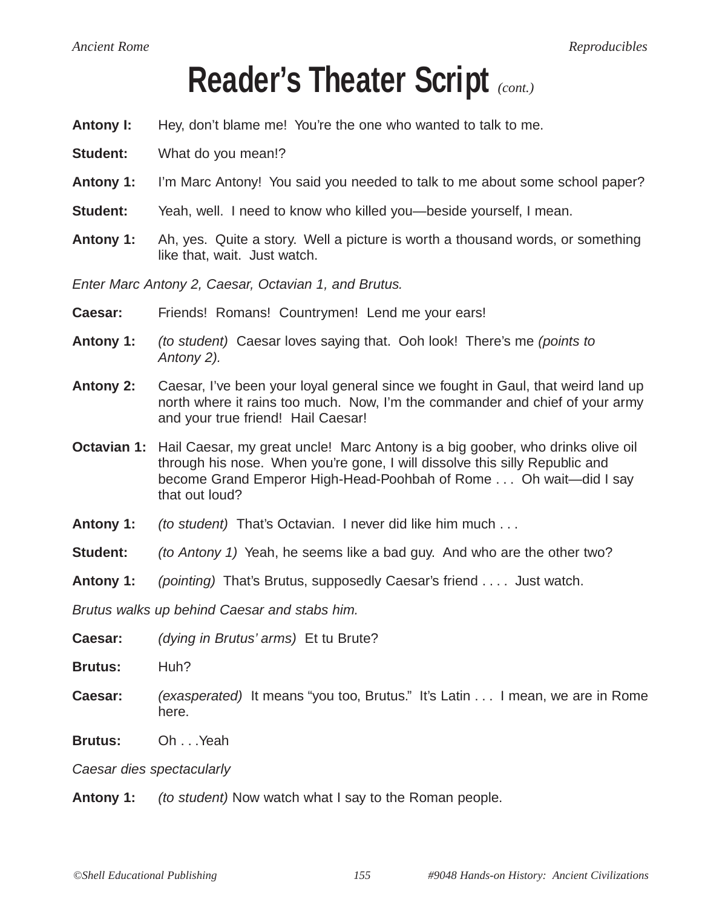# Reader's Theater Script *(cont.)*

**Antony I:** Hey, don't blame me! You're the one who wanted to talk to me.

**Student:** What do you mean!?

**Antony 1:** I'm Marc Antony! You said you needed to talk to me about some school paper?

**Student:** Yeah, well. I need to know who killed you—beside yourself, I mean.

**Antony 1:** Ah, yes. Quite a story. Well a picture is worth a thousand words, or something like that, wait. Just watch.

*Enter Marc Antony 2, Caesar, Octavian 1, and Brutus.*

**Caesar:** Friends! Romans! Countrymen! Lend me your ears!

**Antony 1:** *(to student)* Caesar loves saying that. Ooh look! There's me *(points to Antony 2).*

**Antony 2:** Caesar, I've been your loyal general since we fought in Gaul, that weird land up north where it rains too much. Now, I'm the commander and chief of your army and your true friend! Hail Caesar!

**Octavian 1:** Hail Caesar, my great uncle! Marc Antony is a big goober, who drinks olive oil through his nose. When you're gone, I will dissolve this silly Republic and become Grand Emperor High-Head-Poohbah of Rome . . . Oh wait—did I say that out loud?

**Antony 1:** *(to student)* That's Octavian. I never did like him much . . .

**Student:** *(to Antony 1)* Yeah, he seems like a bad guy. And who are the other two?

**Antony 1:** *(pointing)* That's Brutus, supposedly Caesar's friend . . . . Just watch.

*Brutus walks up behind Caesar and stabs him.*

**Caesar:** *(dying in Brutus' arms)* Et tu Brute?

**Brutus:** Huh?

**Caesar:** *(exasperated)* It means "you too, Brutus." It's Latin . . . I mean, we are in Rome here.

**Brutus:** Oh . . .Yeah

*Caesar dies spectacularly*

**Antony 1:** *(to student)* Now watch what I say to the Roman people.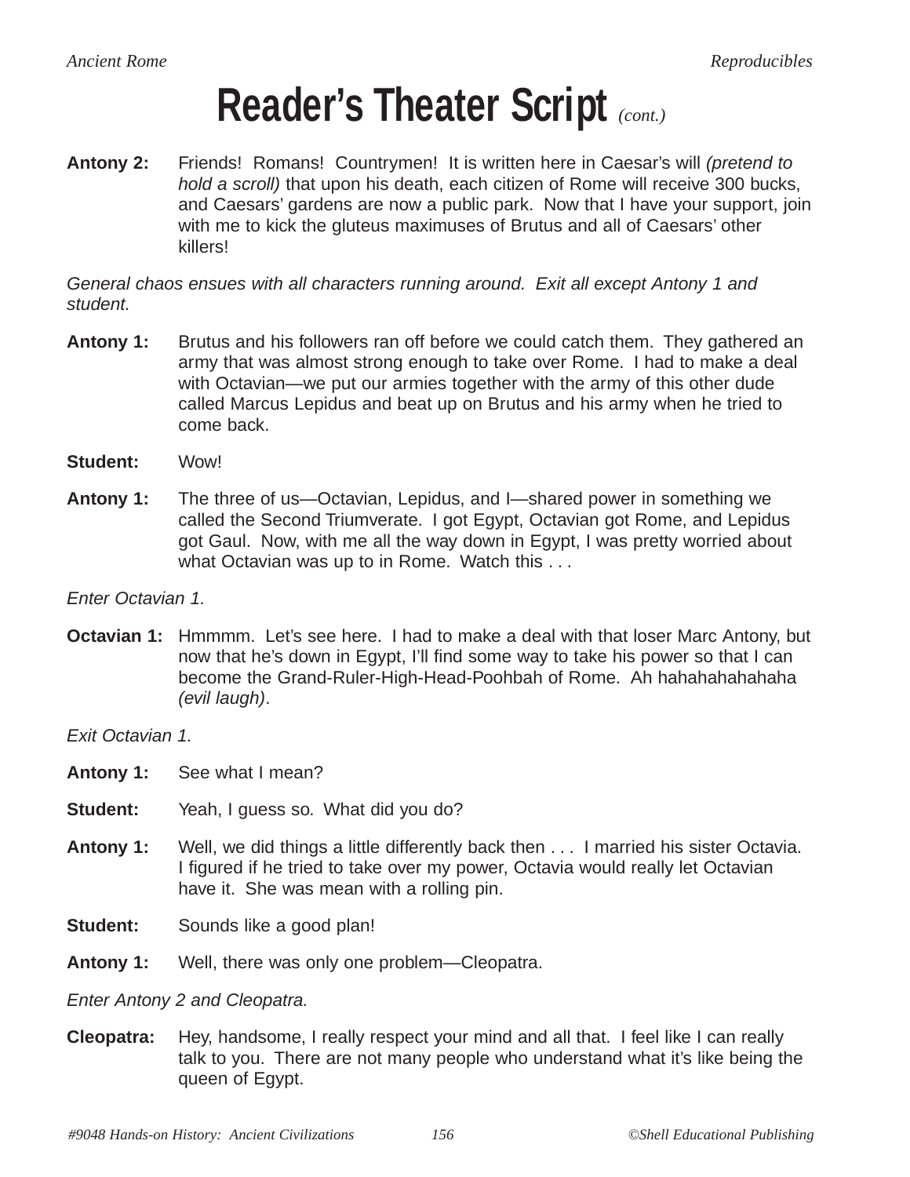# Reader's Theater Script *(cont.)*

**Antony 2:** Friends! Romans! Countrymen! It is written here in Caesar's will *(pretend to hold a scroll)* that upon his death, each citizen of Rome will receive 300 bucks, and Caesars' gardens are now a public park. Now that I have your support, join with me to kick the gluteus maximuses of Brutus and all of Caesars' other killers!

*General chaos ensues with all characters running around. Exit all except Antony 1 and student.*

**Antony 1:** Brutus and his followers ran off before we could catch them. They gathered an army that was almost strong enough to take over Rome. I had to make a deal with Octavian—we put our armies together with the army of this other dude called Marcus Lepidus and beat up on Brutus and his army when he tried to come back.

**Student:** Wow!

**Antony 1:** The three of us—Octavian, Lepidus, and I—shared power in something we called the Second Triumverate. I got Egypt, Octavian got Rome, and Lepidus got Gaul. Now, with me all the way down in Egypt, I was pretty worried about what Octavian was up to in Rome. Watch this . . .

*Enter Octavian 1.*

**Octavian 1:** Hmmmm. Let's see here. I had to make a deal with that loser Marc Antony, but now that he's down in Egypt, I'll find some way to take his power so that I can become the Grand-Ruler-High-Head-Poohbah of Rome. Ah hahahahahahaha *(evil laugh)*.

*Exit Octavian 1.*

**Antony 1:** See what I mean?

**Student:** Yeah, I guess so. What did you do?

**Antony 1:** Well, we did things a little differently back then . . . I married his sister Octavia. I figured if he tried to take over my power, Octavia would really let Octavian have it. She was mean with a rolling pin.

**Student:** Sounds like a good plan!

**Antony 1:** Well, there was only one problem—Cleopatra.

*Enter Antony 2 and Cleopatra.*

**Cleopatra:** Hey, handsome, I really respect your mind and all that. I feel like I can really talk to you. There are not many people who understand what it's like being the queen of Egypt.